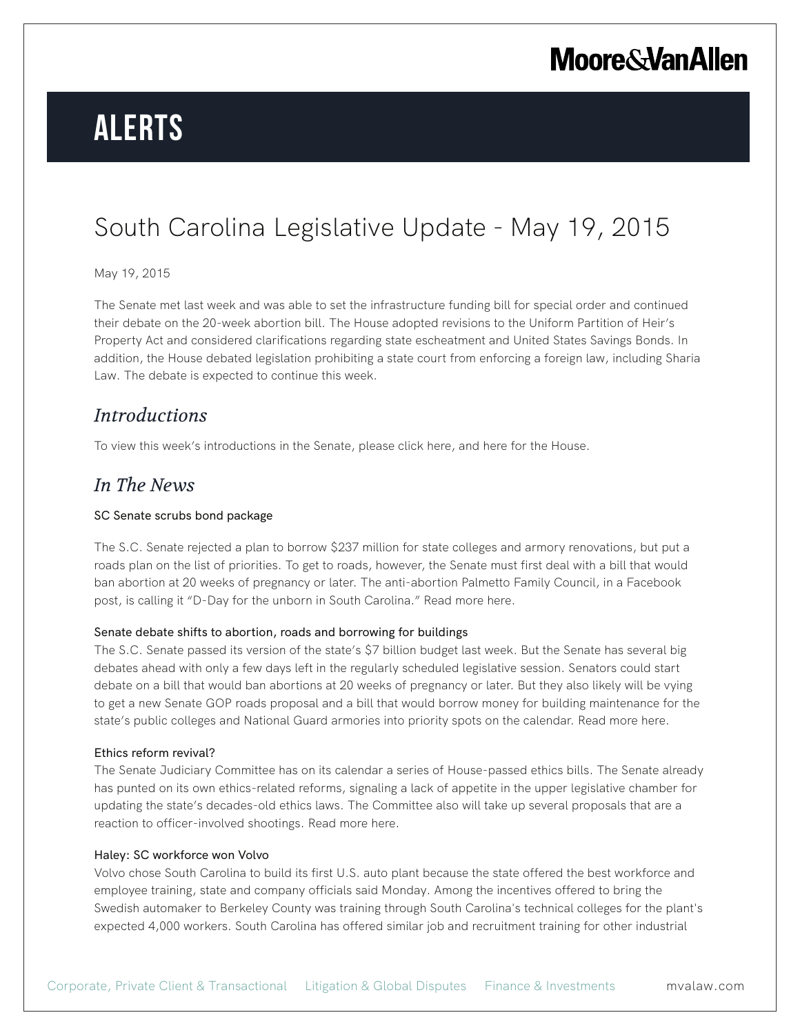# ALERTS

# South Carolina Legislative Update - May 19, 2015

May 19, 2015

The Senate met last week and was able to set the infrastructure funding bill for special order and continued their debate on the 20-week abortion bill. The House adopted revisions to the Uniform Partition of Heir's Property Act and considered clarifications regarding state escheatment and United States Savings Bonds. In addition, the House debated legislation prohibiting a state court from enforcing a foreign law, including Sharia Law. The debate is expected to continue this week.

## *Introductions*

To view this week's introductions in the Senate, please click here, and here for the House.

## *In The News*

### SC Senate scrubs bond package

The S.C. Senate rejected a plan to borrow $237 million for state colleges and armory renovations, but put a roads plan on the list of priorities. To get to roads, however, the Senate must first deal with a bill that would ban abortion at 20 weeks of pregnancy or later. The anti-abortion Palmetto Family Council, in a Facebook post, is calling it "D-Day for the unborn in South Carolina." Read more here.

### Senate debate shifts to abortion, roads and borrowing for buildings

The S.C. Senate passed its version of the state's $7 billion budget last week. But the Senate has several big debates ahead with only a few days left in the regularly scheduled legislative session. Senators could start debate on a bill that would ban abortions at 20 weeks of pregnancy or later. But they also likely will be vying to get a new Senate GOP roads proposal and a bill that would borrow money for building maintenance for the state's public colleges and National Guard armories into priority spots on the calendar. Read more here.

### Ethics reform revival?

The Senate Judiciary Committee has on its calendar a series of House-passed ethics bills. The Senate already has punted on its own ethics-related reforms, signaling a lack of appetite in the upper legislative chamber for updating the state's decades-old ethics laws. The Committee also will take up several proposals that are a reaction to officer-involved shootings. Read more here.

### Haley: SC workforce won Volvo

Volvo chose South Carolina to build its first U.S. auto plant because the state offered the best workforce and employee training, state and company officials said Monday. Among the incentives offered to bring the Swedish automaker to Berkeley County was training through South Carolina's technical colleges for the plant's expected 4,000 workers. South Carolina has offered similar job and recruitment training for other industrial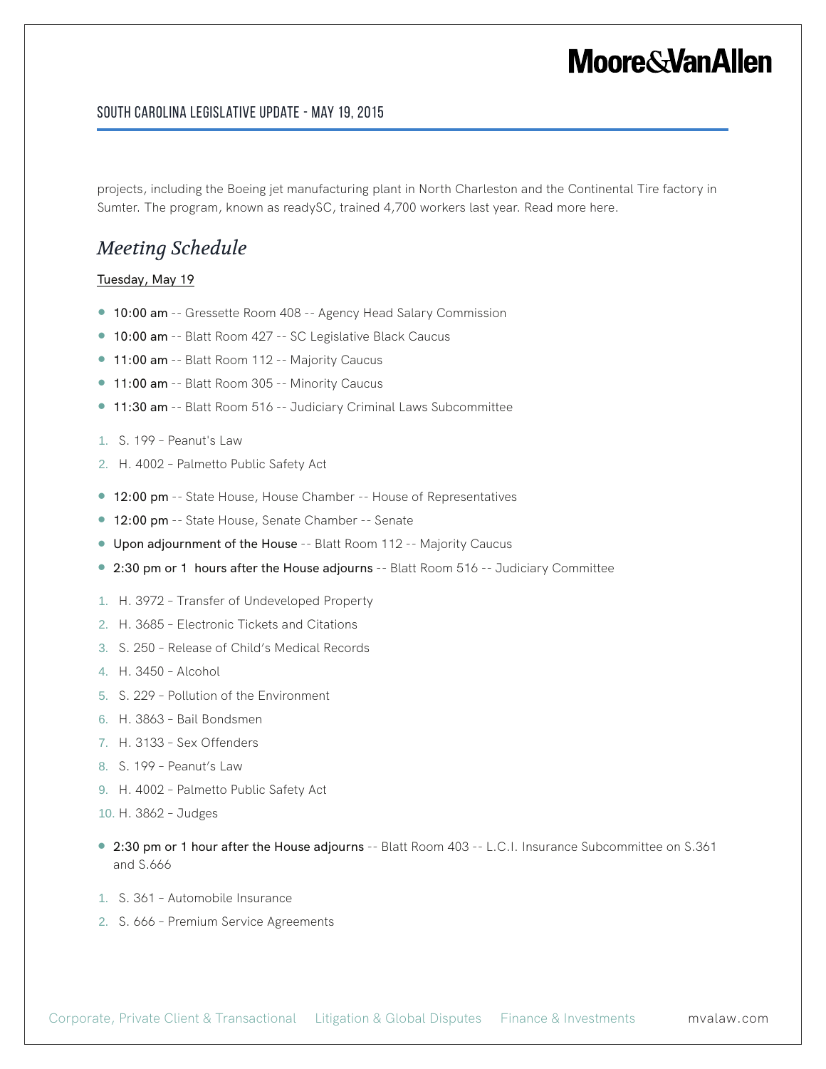projects, including the Boeing jet manufacturing plant in North Charleston and the Continental Tire factory in Sumter. The program, known as readySC, trained 4,700 workers last year. Read more here.

## *Meeting Schedule*

Tuesday, May 19

- **10:00 am** -- Gressette Room 408 -- Agency Head Salary Commission
- **10:00 am** -- Blatt Room 427 -- SC Legislative Black Caucus
- **11:00 am** -- Blatt Room 112 -- Majority Caucus
- **11:00 am** -- Blatt Room 305 -- Minority Caucus
- **11:30 am** -- Blatt Room 516 -- Judiciary Criminal Laws Subcommittee

1. S. 199 – Peanut's Law
2. H. 4002 – Palmetto Public Safety Act

- **12:00 pm** -- State House, House Chamber -- House of Representatives
- **12:00 pm** -- State House, Senate Chamber -- Senate
- **Upon adjournment of the House** -- Blatt Room 112 -- Majority Caucus
- **2:30 pm or 1 hours after the House adjourns** -- Blatt Room 516 -- Judiciary Committee

1. H. 3972 – Transfer of Undeveloped Property
2. H. 3685 – Electronic Tickets and Citations
3. S. 250 – Release of Child's Medical Records
4. H. 3450 – Alcohol
5. S. 229 – Pollution of the Environment
6. H. 3863 – Bail Bondsmen
7. H. 3133 – Sex Offenders
8. S. 199 – Peanut's Law
9. H. 4002 – Palmetto Public Safety Act
10. H. 3862 – Judges

- **2:30 pm or 1 hour after the House adjourns** -- Blatt Room 403 -- L.C.I. Insurance Subcommittee on S.361 and S.666

1. S. 361 – Automobile Insurance
2. S. 666 – Premium Service Agreements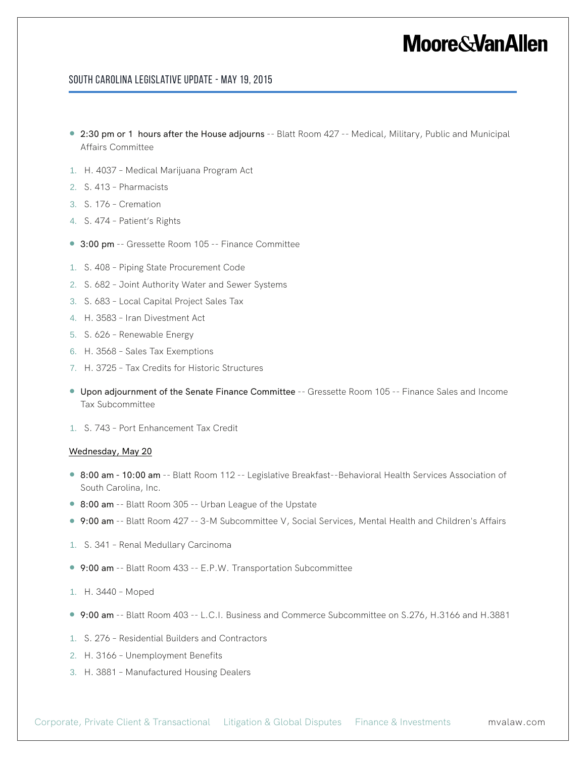- **2:30 pm or 1  hours after the House adjourns** -- Blatt Room 427 -- Medical, Military, Public and Municipal Affairs Committee

1. H. 4037 – Medical Marijuana Program Act
2. S. 413 – Pharmacists
3. S. 176 – Cremation
4. S. 474 – Patient's Rights

- **3:00 pm** -- Gressette Room 105 -- Finance Committee

1. S. 408 – Piping State Procurement Code
2. S. 682 – Joint Authority Water and Sewer Systems
3. S. 683 – Local Capital Project Sales Tax
4. H. 3583 – Iran Divestment Act
5. S. 626 – Renewable Energy
6. H. 3568 – Sales Tax Exemptions
7. H. 3725 – Tax Credits for Historic Structures

- **Upon adjournment of the Senate Finance Committee** -- Gressette Room 105 -- Finance Sales and Income Tax Subcommittee

1. S. 743 – Port Enhancement Tax Credit

Wednesday, May 20

- **8:00 am - 10:00 am** -- Blatt Room 112 -- Legislative Breakfast--Behavioral Health Services Association of South Carolina, Inc.
- **8:00 am** -- Blatt Room 305 -- Urban League of the Upstate
- **9:00 am** -- Blatt Room 427 -- 3-M Subcommittee V, Social Services, Mental Health and Children's Affairs

1. S. 341 – Renal Medullary Carcinoma

- **9:00 am** -- Blatt Room 433 -- E.P.W. Transportation Subcommittee

1. H. 3440 – Moped

- **9:00 am** -- Blatt Room 403 -- L.C.I. Business and Commerce Subcommittee on S.276, H.3166 and H.3881

1. S. 276 – Residential Builders and Contractors
2. H. 3166 – Unemployment Benefits
3. H. 3881 – Manufactured Housing Dealers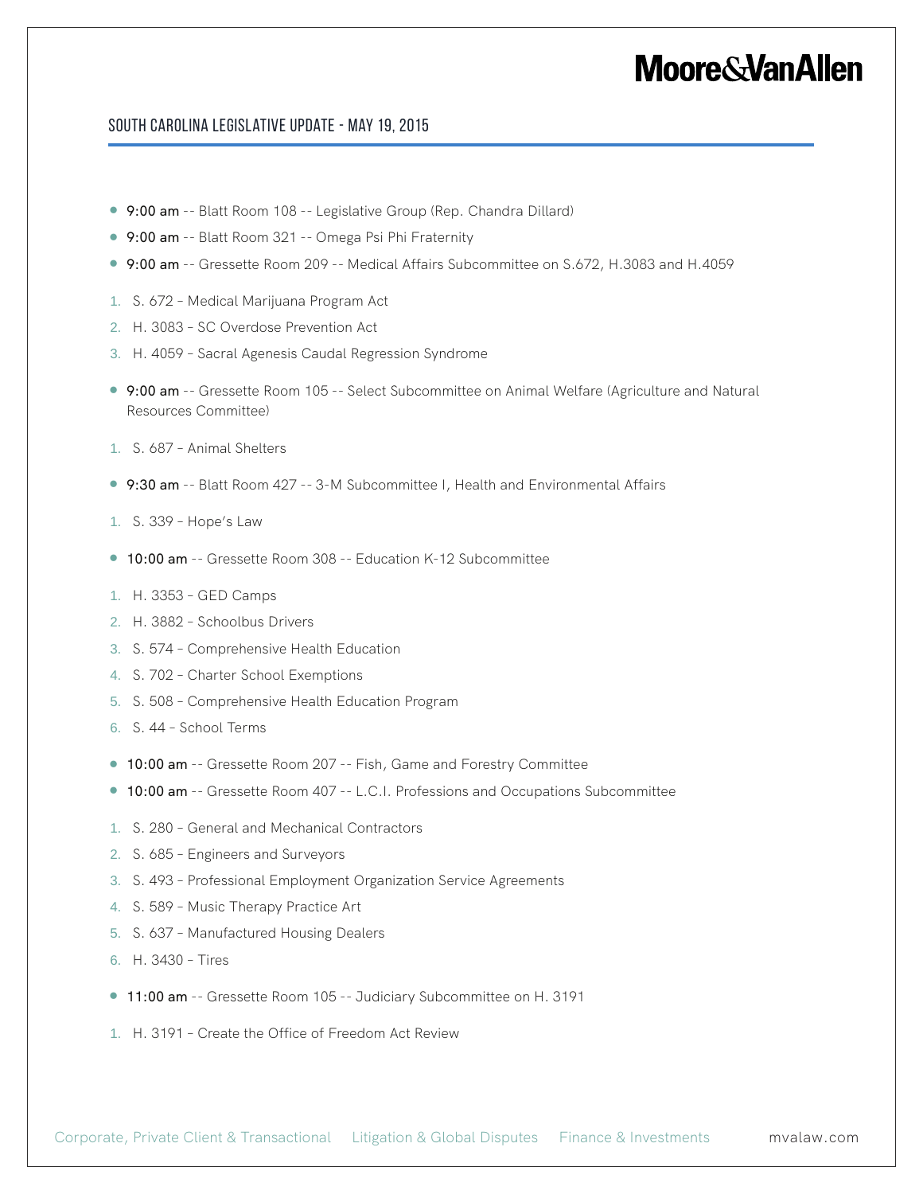- **9:00 am** -- Blatt Room 108 -- Legislative Group (Rep. Chandra Dillard)
- **9:00 am** -- Blatt Room 321 -- Omega Psi Phi Fraternity
- **9:00 am** -- Gressette Room 209 -- Medical Affairs Subcommittee on S.672, H.3083 and H.4059

1. S. 672 – Medical Marijuana Program Act
2. H. 3083 – SC Overdose Prevention Act
3. H. 4059 – Sacral Agenesis Caudal Regression Syndrome

- **9:00 am** -- Gressette Room 105 -- Select Subcommittee on Animal Welfare (Agriculture and Natural Resources Committee)

1. S. 687 – Animal Shelters

- **9:30 am** -- Blatt Room 427 -- 3-M Subcommittee I, Health and Environmental Affairs

1. S. 339 – Hope's Law

- **10:00 am** -- Gressette Room 308 -- Education K-12 Subcommittee

1. H. 3353 – GED Camps
2. H. 3882 – Schoolbus Drivers
3. S. 574 – Comprehensive Health Education
4. S. 702 – Charter School Exemptions
5. S. 508 – Comprehensive Health Education Program
6. S. 44 – School Terms

- **10:00 am** -- Gressette Room 207 -- Fish, Game and Forestry Committee
- **10:00 am** -- Gressette Room 407 -- L.C.I. Professions and Occupations Subcommittee

1. S. 280 – General and Mechanical Contractors
2. S. 685 – Engineers and Surveyors
3. S. 493 – Professional Employment Organization Service Agreements
4. S. 589 – Music Therapy Practice Art
5. S. 637 – Manufactured Housing Dealers
6. H. 3430 – Tires

- **11:00 am** -- Gressette Room 105 -- Judiciary Subcommittee on H. 3191

1. H. 3191 – Create the Office of Freedom Act Review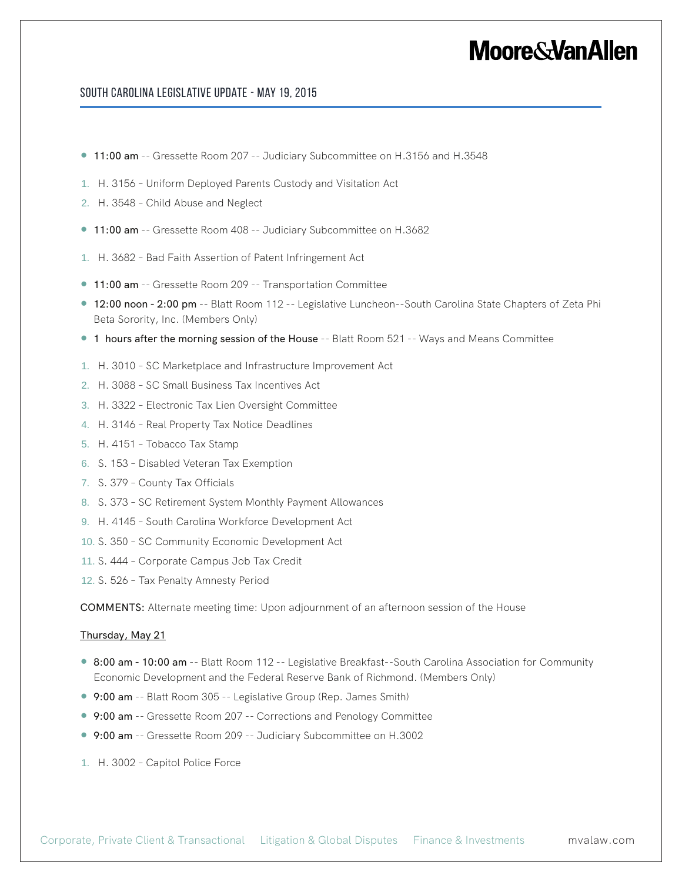- **11:00 am** -- Gressette Room 207 -- Judiciary Subcommittee on H.3156 and H.3548

1. H. 3156 – Uniform Deployed Parents Custody and Visitation Act
2. H. 3548 – Child Abuse and Neglect

- **11:00 am** -- Gressette Room 408 -- Judiciary Subcommittee on H.3682

1. H. 3682 – Bad Faith Assertion of Patent Infringement Act

- **11:00 am** -- Gressette Room 209 -- Transportation Committee
- **12:00 noon - 2:00 pm** -- Blatt Room 112 -- Legislative Luncheon--South Carolina State Chapters of Zeta Phi Beta Sorority, Inc. (Members Only)
- **1 hours after the morning session of the House** -- Blatt Room 521 -- Ways and Means Committee

1. H. 3010 – SC Marketplace and Infrastructure Improvement Act
2. H. 3088 – SC Small Business Tax Incentives Act
3. H. 3322 – Electronic Tax Lien Oversight Committee
4. H. 3146 – Real Property Tax Notice Deadlines
5. H. 4151 – Tobacco Tax Stamp
6. S. 153 – Disabled Veteran Tax Exemption
7. S. 379 – County Tax Officials
8. S. 373 – SC Retirement System Monthly Payment Allowances
9. H. 4145 – South Carolina Workforce Development Act
10. S. 350 – SC Community Economic Development Act
11. S. 444 – Corporate Campus Job Tax Credit
12. S. 526 – Tax Penalty Amnesty Period

**COMMENTS:** Alternate meeting time: Upon adjournment of an afternoon session of the House

<u>Thursday, May 21</u>

- **8:00 am - 10:00 am** -- Blatt Room 112 -- Legislative Breakfast--South Carolina Association for Community Economic Development and the Federal Reserve Bank of Richmond. (Members Only)
- **9:00 am** -- Blatt Room 305 -- Legislative Group (Rep. James Smith)
- **9:00 am** -- Gressette Room 207 -- Corrections and Penology Committee
- **9:00 am** -- Gressette Room 209 -- Judiciary Subcommittee on H.3002

1. H. 3002 – Capitol Police Force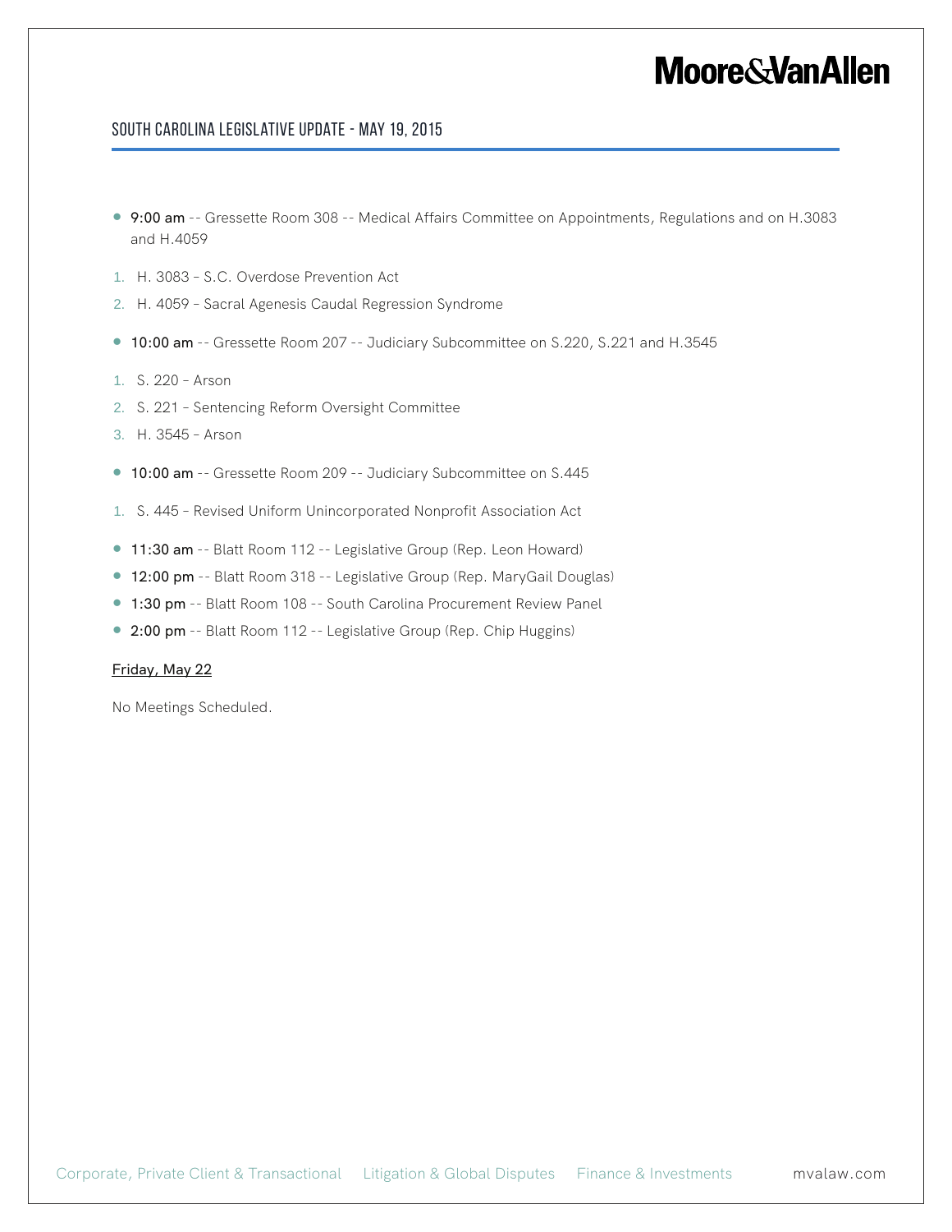- **9:00 am** -- Gressette Room 308 -- Medical Affairs Committee on Appointments, Regulations and on H.3083 and H.4059

1. H. 3083 – S.C. Overdose Prevention Act
2. H. 4059 – Sacral Agenesis Caudal Regression Syndrome

- **10:00 am** -- Gressette Room 207 -- Judiciary Subcommittee on S.220, S.221 and H.3545

1. S. 220 – Arson
2. S. 221 – Sentencing Reform Oversight Committee
3. H. 3545 – Arson

- **10:00 am** -- Gressette Room 209 -- Judiciary Subcommittee on S.445

1. S. 445 – Revised Uniform Unincorporated Nonprofit Association Act

- **11:30 am** -- Blatt Room 112 -- Legislative Group (Rep. Leon Howard)
- **12:00 pm** -- Blatt Room 318 -- Legislative Group (Rep. MaryGail Douglas)
- **1:30 pm** -- Blatt Room 108 -- South Carolina Procurement Review Panel
- **2:00 pm** -- Blatt Room 112 -- Legislative Group (Rep. Chip Huggins)

<u>Friday, May 22</u>

No Meetings Scheduled.